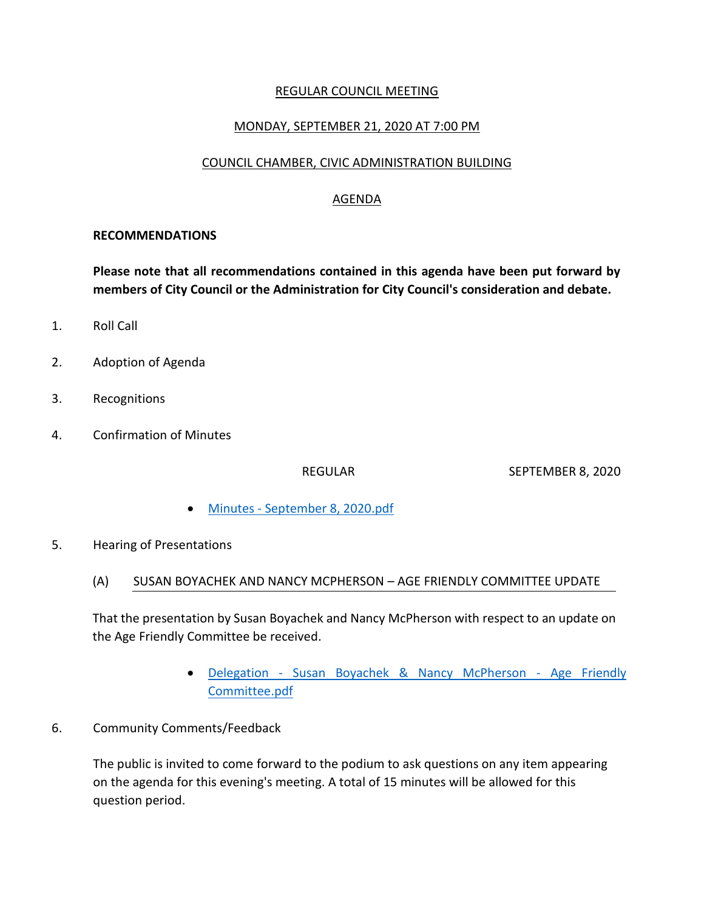# REGULAR COUNCIL MEETING

## MONDAY, SEPTEMBER 21, 2020 AT 7:00 PM

## COUNCIL CHAMBER, CIVIC ADMINISTRATION BUILDING

## AGENDA

**RECOMMENDATIONS**

**Please note that all recommendations contained in this agenda have been put forward by members of City Council or the Administration for City Council's consideration and debate.**

1. Roll Call

2. Adoption of Agenda

3. Recognitions

4. Confirmation of Minutes

   REGULAR SEPTEMBER 8, 2020

   - Minutes - September 8, 2020.pdf

5. Hearing of Presentations

   (A) SUSAN BOYACHEK AND NANCY MCPHERSON – AGE FRIENDLY COMMITTEE UPDATE

   That the presentation by Susan Boyachek and Nancy McPherson with respect to an update on the Age Friendly Committee be received.

   - Delegation - Susan Boyachek & Nancy McPherson - Age Friendly Committee.pdf

6. Community Comments/Feedback

   The public is invited to come forward to the podium to ask questions on any item appearing on the agenda for this evening's meeting. A total of 15 minutes will be allowed for this question period.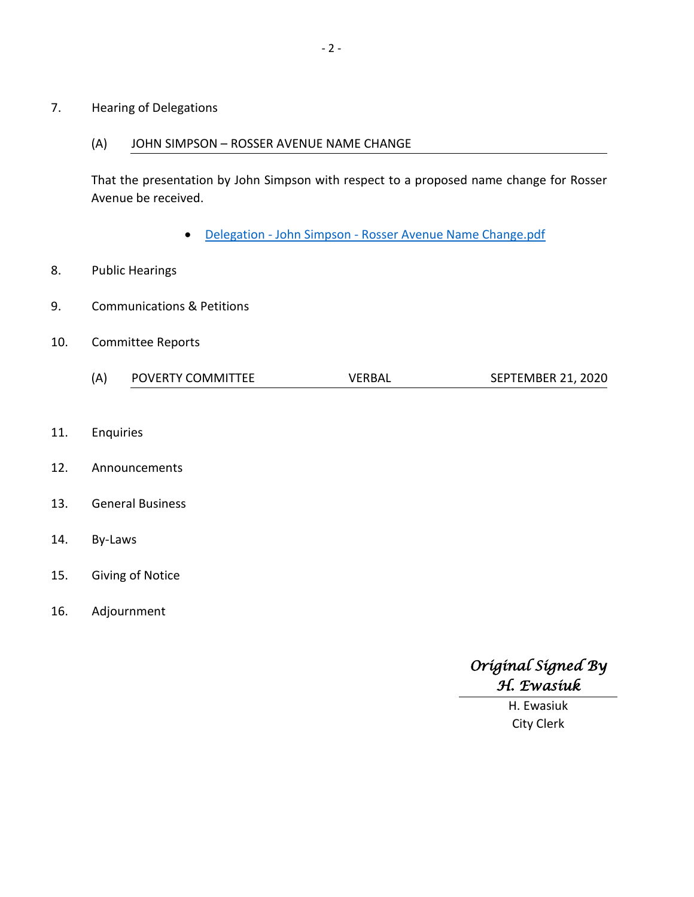7. Hearing of Delegations

   (A) JOHN SIMPSON – ROSSER AVENUE NAME CHANGE

   That the presentation by John Simpson with respect to a proposed name change for Rosser Avenue be received.

   - Delegation - John Simpson - Rosser Avenue Name Change.pdf

8. Public Hearings

9. Communications & Petitions

10. Committee Reports

    (A) POVERTY COMMITTEE VERBAL SEPTEMBER 21, 2020

11. Enquiries

12. Announcements

13. General Business

14. By-Laws

15. Giving of Notice

16. Adjournment

*Original Signed By*
*H. Ewasiuk*

H. Ewasiuk
City Clerk